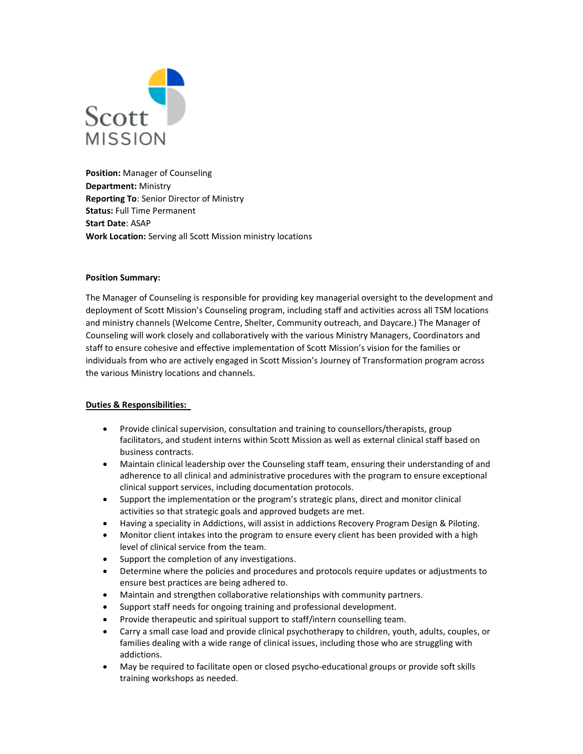Scott MISSION

**Position:** Manager of Counseling
**Department:** Ministry
**Reporting To**: Senior Director of Ministry
**Status:** Full Time Permanent
**Start Date**: ASAP
**Work Location:** Serving all Scott Mission ministry locations

**Position Summary:**

The Manager of Counseling is responsible for providing key managerial oversight to the development and deployment of Scott Mission's Counseling program, including staff and activities across all TSM locations and ministry channels (Welcome Centre, Shelter, Community outreach, and Daycare.) The Manager of Counseling will work closely and collaboratively with the various Ministry Managers, Coordinators and staff to ensure cohesive and effective implementation of Scott Mission's vision for the families or individuals from who are actively engaged in Scott Mission's Journey of Transformation program across the various Ministry locations and channels.

**Duties & Responsibilities:**

- Provide clinical supervision, consultation and training to counsellors/therapists, group facilitators, and student interns within Scott Mission as well as external clinical staff based on business contracts.
- Maintain clinical leadership over the Counseling staff team, ensuring their understanding of and adherence to all clinical and administrative procedures with the program to ensure exceptional clinical support services, including documentation protocols.
- Support the implementation or the program's strategic plans, direct and monitor clinical activities so that strategic goals and approved budgets are met.
- Having a speciality in Addictions, will assist in addictions Recovery Program Design & Piloting.
- Monitor client intakes into the program to ensure every client has been provided with a high level of clinical service from the team.
- Support the completion of any investigations.
- Determine where the policies and procedures and protocols require updates or adjustments to ensure best practices are being adhered to.
- Maintain and strengthen collaborative relationships with community partners.
- Support staff needs for ongoing training and professional development.
- Provide therapeutic and spiritual support to staff/intern counselling team.
- Carry a small case load and provide clinical psychotherapy to children, youth, adults, couples, or families dealing with a wide range of clinical issues, including those who are struggling with addictions.
- May be required to facilitate open or closed psycho-educational groups or provide soft skills training workshops as needed.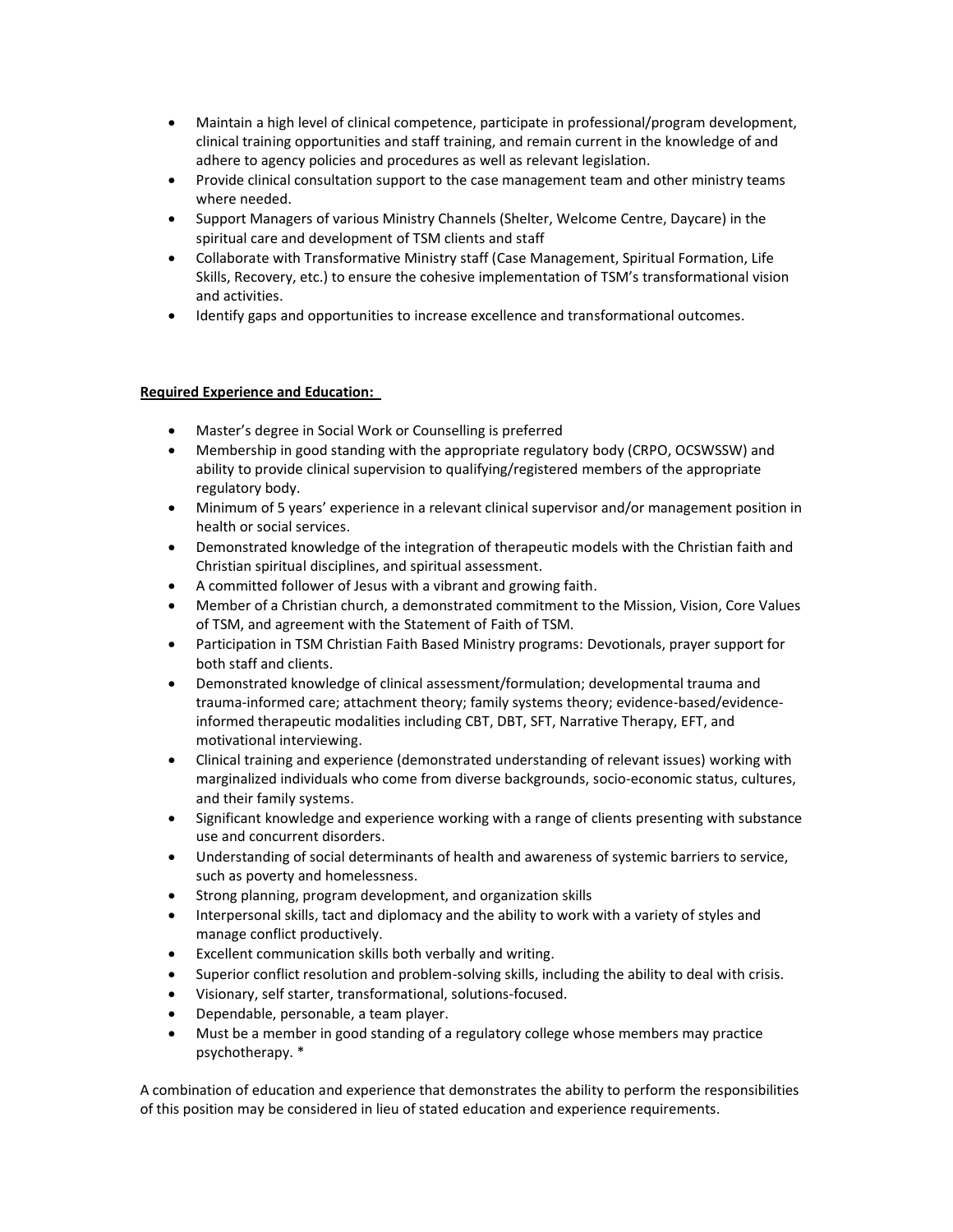- Maintain a high level of clinical competence, participate in professional/program development, clinical training opportunities and staff training, and remain current in the knowledge of and adhere to agency policies and procedures as well as relevant legislation.
- Provide clinical consultation support to the case management team and other ministry teams where needed.
- Support Managers of various Ministry Channels (Shelter, Welcome Centre, Daycare) in the spiritual care and development of TSM clients and staff
- Collaborate with Transformative Ministry staff (Case Management, Spiritual Formation, Life Skills, Recovery, etc.) to ensure the cohesive implementation of TSM's transformational vision and activities.
- Identify gaps and opportunities to increase excellence and transformational outcomes.

**Required Experience and Education:**

- Master's degree in Social Work or Counselling is preferred
- Membership in good standing with the appropriate regulatory body (CRPO, OCSWSSW) and ability to provide clinical supervision to qualifying/registered members of the appropriate regulatory body.
- Minimum of 5 years' experience in a relevant clinical supervisor and/or management position in health or social services.
- Demonstrated knowledge of the integration of therapeutic models with the Christian faith and Christian spiritual disciplines, and spiritual assessment.
- A committed follower of Jesus with a vibrant and growing faith.
- Member of a Christian church, a demonstrated commitment to the Mission, Vision, Core Values of TSM, and agreement with the Statement of Faith of TSM.
- Participation in TSM Christian Faith Based Ministry programs: Devotionals, prayer support for both staff and clients.
- Demonstrated knowledge of clinical assessment/formulation; developmental trauma and trauma-informed care; attachment theory; family systems theory; evidence-based/evidence-informed therapeutic modalities including CBT, DBT, SFT, Narrative Therapy, EFT, and motivational interviewing.
- Clinical training and experience (demonstrated understanding of relevant issues) working with marginalized individuals who come from diverse backgrounds, socio-economic status, cultures, and their family systems.
- Significant knowledge and experience working with a range of clients presenting with substance use and concurrent disorders.
- Understanding of social determinants of health and awareness of systemic barriers to service, such as poverty and homelessness.
- Strong planning, program development, and organization skills
- Interpersonal skills, tact and diplomacy and the ability to work with a variety of styles and manage conflict productively.
- Excellent communication skills both verbally and writing.
- Superior conflict resolution and problem-solving skills, including the ability to deal with crisis.
- Visionary, self starter, transformational, solutions-focused.
- Dependable, personable, a team player.
- Must be a member in good standing of a regulatory college whose members may practice psychotherapy. *

A combination of education and experience that demonstrates the ability to perform the responsibilities of this position may be considered in lieu of stated education and experience requirements.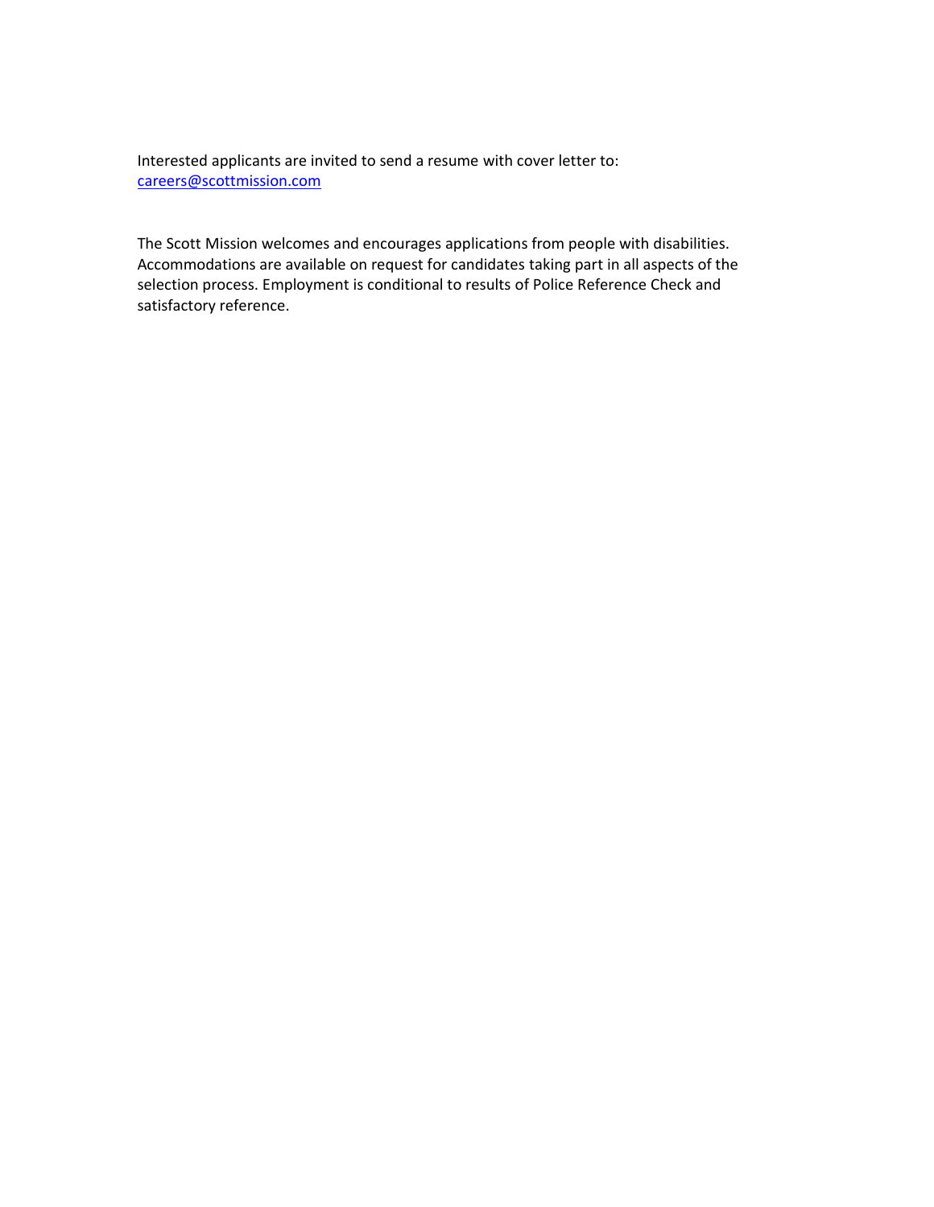Interested applicants are invited to send a resume with cover letter to:
careers@scottmission.com

The Scott Mission welcomes and encourages applications from people with disabilities. Accommodations are available on request for candidates taking part in all aspects of the selection process. Employment is conditional to results of Police Reference Check and satisfactory reference.